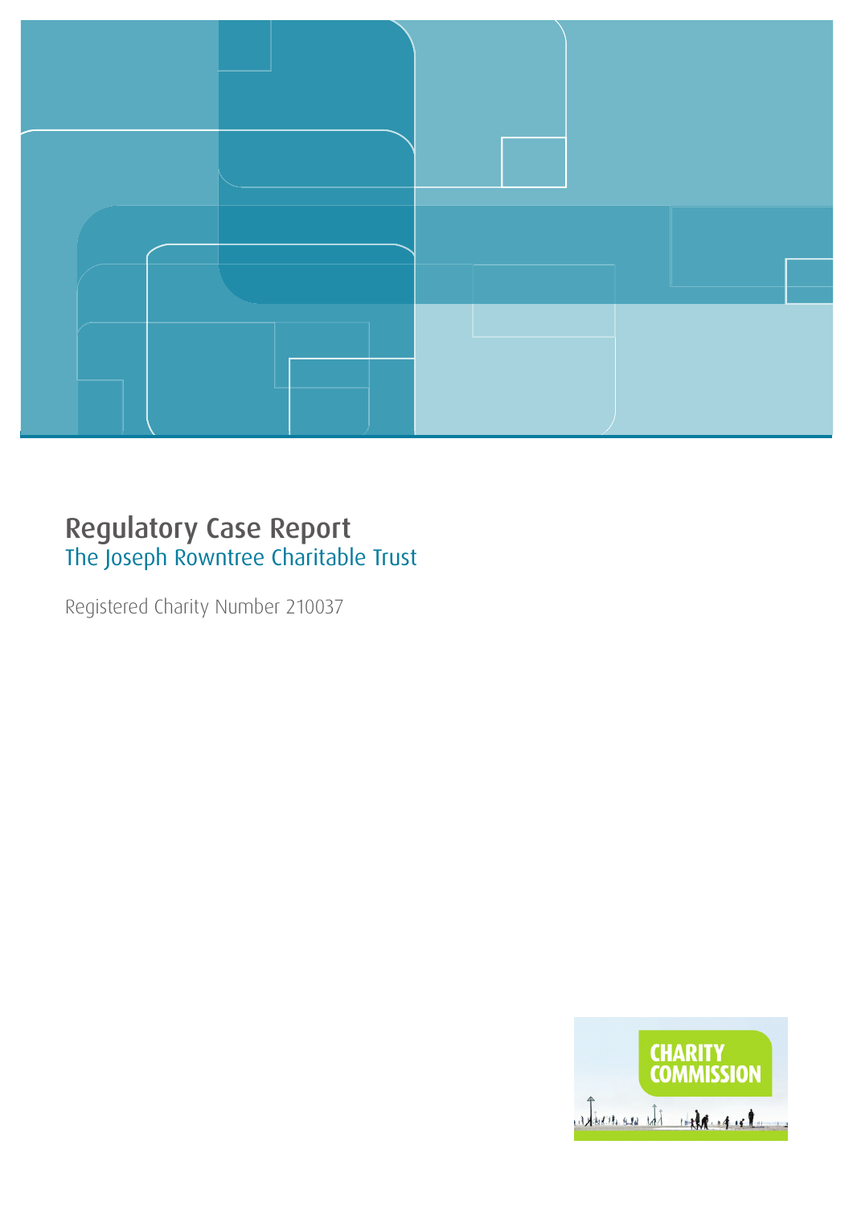# Regulatory Case Report

## The Joseph Rowntree Charitable Trust

Registered Charity Number 210037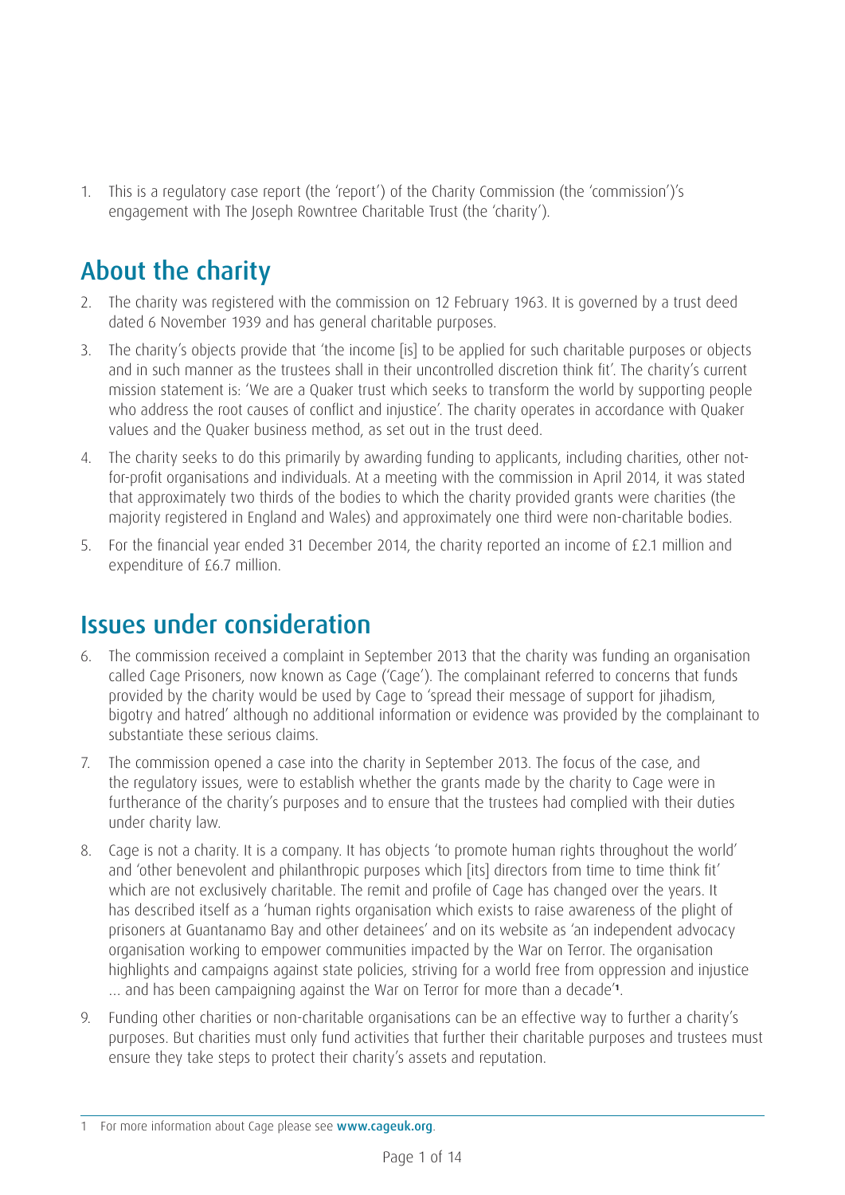1. This is a regulatory case report (the 'report') of the Charity Commission (the 'commission')'s engagement with The Joseph Rowntree Charitable Trust (the 'charity').

## About the charity

2. The charity was registered with the commission on 12 February 1963. It is governed by a trust deed dated 6 November 1939 and has general charitable purposes.
3. The charity's objects provide that 'the income [is] to be applied for such charitable purposes or objects and in such manner as the trustees shall in their uncontrolled discretion think fit'. The charity's current mission statement is: 'We are a Quaker trust which seeks to transform the world by supporting people who address the root causes of conflict and injustice'. The charity operates in accordance with Quaker values and the Quaker business method, as set out in the trust deed.
4. The charity seeks to do this primarily by awarding funding to applicants, including charities, other not-for-profit organisations and individuals. At a meeting with the commission in April 2014, it was stated that approximately two thirds of the bodies to which the charity provided grants were charities (the majority registered in England and Wales) and approximately one third were non-charitable bodies.
5. For the financial year ended 31 December 2014, the charity reported an income of £2.1 million and expenditure of £6.7 million.

## Issues under consideration

6. The commission received a complaint in September 2013 that the charity was funding an organisation called Cage Prisoners, now known as Cage ('Cage'). The complainant referred to concerns that funds provided by the charity would be used by Cage to 'spread their message of support for jihadism, bigotry and hatred' although no additional information or evidence was provided by the complainant to substantiate these serious claims.
7. The commission opened a case into the charity in September 2013. The focus of the case, and the regulatory issues, were to establish whether the grants made by the charity to Cage were in furtherance of the charity's purposes and to ensure that the trustees had complied with their duties under charity law.
8. Cage is not a charity. It is a company. It has objects 'to promote human rights throughout the world' and 'other benevolent and philanthropic purposes which [its] directors from time to time think fit' which are not exclusively charitable. The remit and profile of Cage has changed over the years. It has described itself as a 'human rights organisation which exists to raise awareness of the plight of prisoners at Guantanamo Bay and other detainees' and on its website as 'an independent advocacy organisation working to empower communities impacted by the War on Terror. The organisation highlights and campaigns against state policies, striving for a world free from oppression and injustice ... and has been campaigning against the War on Terror for more than a decade'[1].
9. Funding other charities or non-charitable organisations can be an effective way to further a charity's purposes. But charities must only fund activities that further their charitable purposes and trustees must ensure they take steps to protect their charity's assets and reputation.

---

1 For more information about Cage please see www.cageuk.org.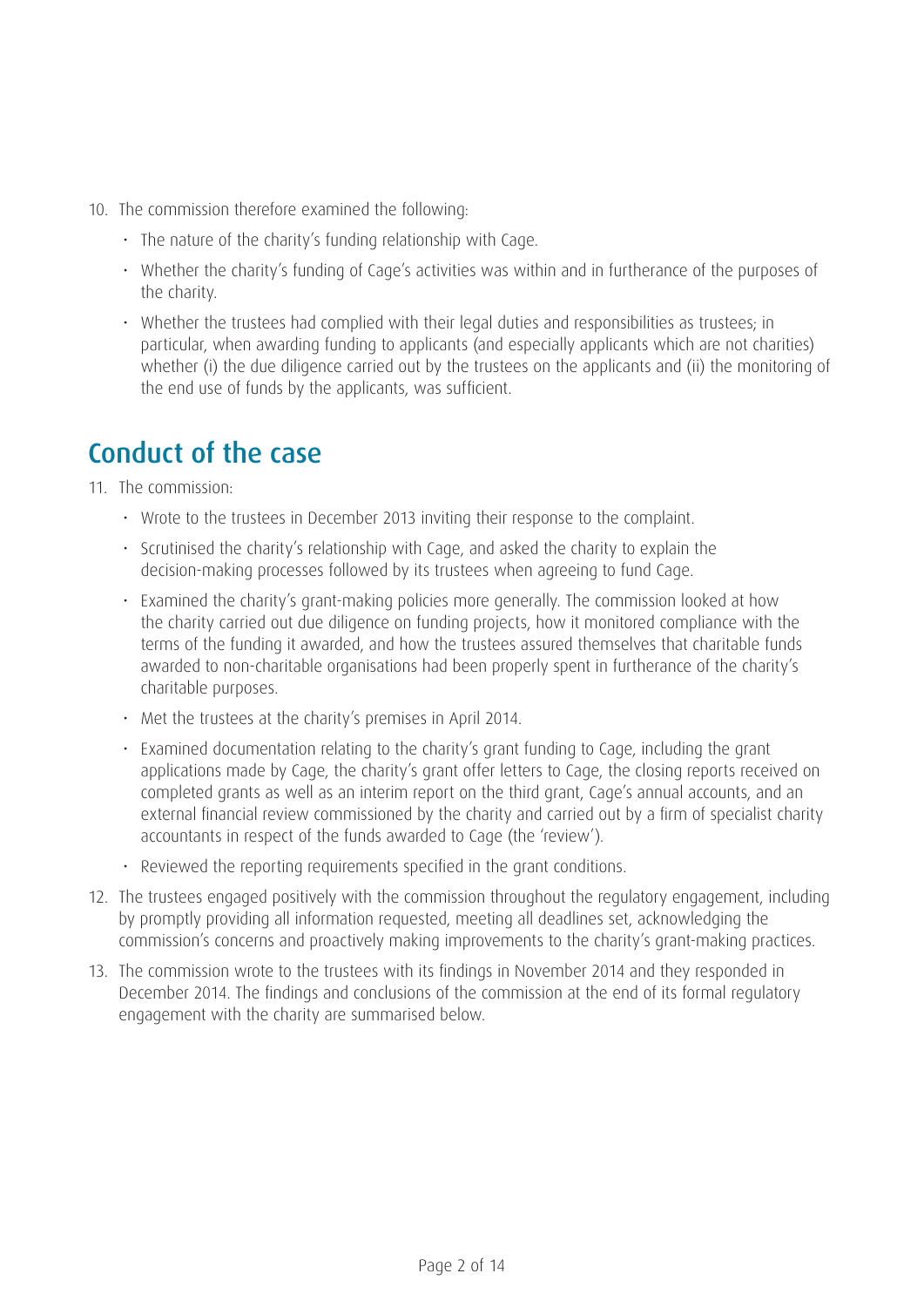10. The commission therefore examined the following:
    - The nature of the charity's funding relationship with Cage.
    - Whether the charity's funding of Cage's activities was within and in furtherance of the purposes of the charity.
    - Whether the trustees had complied with their legal duties and responsibilities as trustees; in particular, when awarding funding to applicants (and especially applicants which are not charities) whether (i) the due diligence carried out by the trustees on the applicants and (ii) the monitoring of the end use of funds by the applicants, was sufficient.

## Conduct of the case

11. The commission:
    - Wrote to the trustees in December 2013 inviting their response to the complaint.
    - Scrutinised the charity's relationship with Cage, and asked the charity to explain the decision-making processes followed by its trustees when agreeing to fund Cage.
    - Examined the charity's grant-making policies more generally. The commission looked at how the charity carried out due diligence on funding projects, how it monitored compliance with the terms of the funding it awarded, and how the trustees assured themselves that charitable funds awarded to non-charitable organisations had been properly spent in furtherance of the charity's charitable purposes.
    - Met the trustees at the charity's premises in April 2014.
    - Examined documentation relating to the charity's grant funding to Cage, including the grant applications made by Cage, the charity's grant offer letters to Cage, the closing reports received on completed grants as well as an interim report on the third grant, Cage's annual accounts, and an external financial review commissioned by the charity and carried out by a firm of specialist charity accountants in respect of the funds awarded to Cage (the 'review').
    - Reviewed the reporting requirements specified in the grant conditions.
12. The trustees engaged positively with the commission throughout the regulatory engagement, including by promptly providing all information requested, meeting all deadlines set, acknowledging the commission's concerns and proactively making improvements to the charity's grant-making practices.
13. The commission wrote to the trustees with its findings in November 2014 and they responded in December 2014. The findings and conclusions of the commission at the end of its formal regulatory engagement with the charity are summarised below.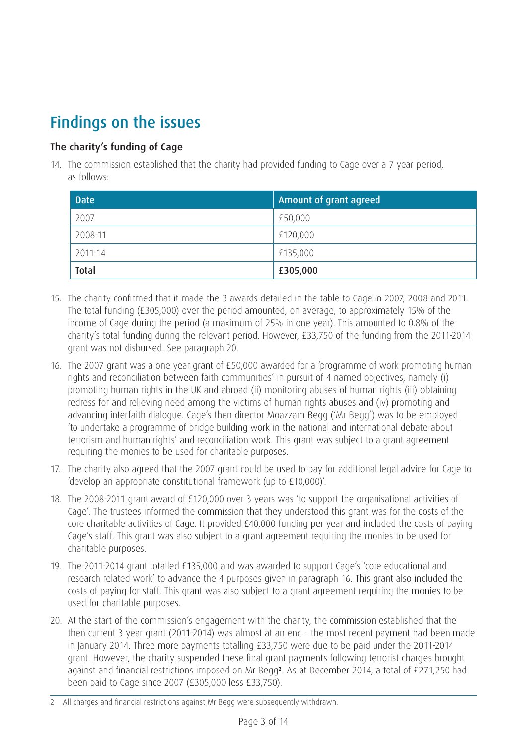## Findings on the issues

### The charity's funding of Cage

14. The commission established that the charity had provided funding to Cage over a 7 year period, as follows:

| Date | Amount of grant agreed |
|---|---|
| 2007 | £50,000 |
| 2008-11 | £120,000 |
| 2011-14 | £135,000 |
| **Total** | **£305,000** |

15. The charity confirmed that it made the 3 awards detailed in the table to Cage in 2007, 2008 and 2011. The total funding (£305,000) over the period amounted, on average, to approximately 15% of the income of Cage during the period (a maximum of 25% in one year). This amounted to 0.8% of the charity's total funding during the relevant period. However, £33,750 of the funding from the 2011-2014 grant was not disbursed. See paragraph 20.

16. The 2007 grant was a one year grant of £50,000 awarded for a 'programme of work promoting human rights and reconciliation between faith communities' in pursuit of 4 named objectives, namely (i) promoting human rights in the UK and abroad (ii) monitoring abuses of human rights (iii) obtaining redress for and relieving need among the victims of human rights abuses and (iv) promoting and advancing interfaith dialogue. Cage's then director Moazzam Begg ('Mr Begg') was to be employed 'to undertake a programme of bridge building work in the national and international debate about terrorism and human rights' and reconciliation work. This grant was subject to a grant agreement requiring the monies to be used for charitable purposes.

17. The charity also agreed that the 2007 grant could be used to pay for additional legal advice for Cage to 'develop an appropriate constitutional framework (up to £10,000)'.

18. The 2008-2011 grant award of £120,000 over 3 years was 'to support the organisational activities of Cage'. The trustees informed the commission that they understood this grant was for the costs of the core charitable activities of Cage. It provided £40,000 funding per year and included the costs of paying Cage's staff. This grant was also subject to a grant agreement requiring the monies to be used for charitable purposes.

19. The 2011-2014 grant totalled £135,000 and was awarded to support Cage's 'core educational and research related work' to advance the 4 purposes given in paragraph 16. This grant also included the costs of paying for staff. This grant was also subject to a grant agreement requiring the monies to be used for charitable purposes.

20. At the start of the commission's engagement with the charity, the commission established that the then current 3 year grant (2011-2014) was almost at an end - the most recent payment had been made in January 2014. Three more payments totalling £33,750 were due to be paid under the 2011-2014 grant. However, the charity suspended these final grant payments following terrorist charges brought against and financial restrictions imposed on Mr Begg[2]. As at December 2014, a total of £271,250 had been paid to Cage since 2007 (£305,000 less £33,750).

2 All charges and financial restrictions against Mr Begg were subsequently withdrawn.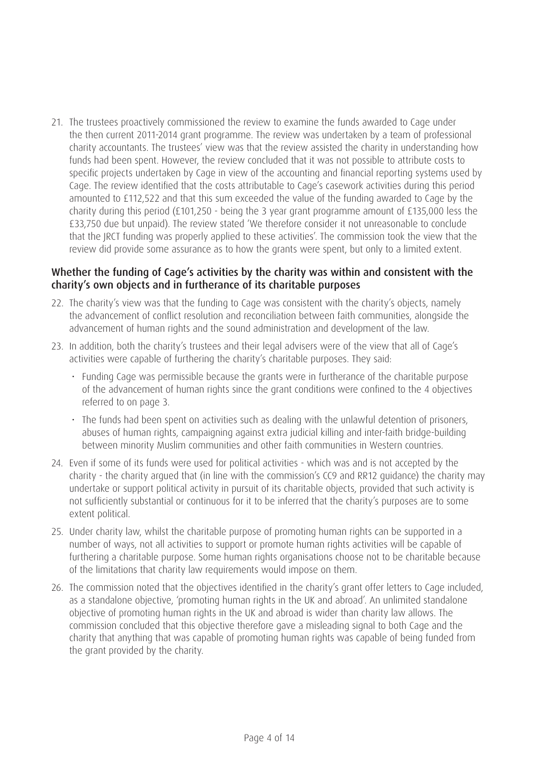21. The trustees proactively commissioned the review to examine the funds awarded to Cage under the then current 2011-2014 grant programme. The review was undertaken by a team of professional charity accountants. The trustees' view was that the review assisted the charity in understanding how funds had been spent. However, the review concluded that it was not possible to attribute costs to specific projects undertaken by Cage in view of the accounting and financial reporting systems used by Cage. The review identified that the costs attributable to Cage's casework activities during this period amounted to £112,522 and that this sum exceeded the value of the funding awarded to Cage by the charity during this period (£101,250 - being the 3 year grant programme amount of £135,000 less the £33,750 due but unpaid). The review stated 'We therefore consider it not unreasonable to conclude that the JRCT funding was properly applied to these activities'. The commission took the view that the review did provide some assurance as to how the grants were spent, but only to a limited extent.

### Whether the funding of Cage's activities by the charity was within and consistent with the charity's own objects and in furtherance of its charitable purposes

22. The charity's view was that the funding to Cage was consistent with the charity's objects, namely the advancement of conflict resolution and reconciliation between faith communities, alongside the advancement of human rights and the sound administration and development of the law.

23. In addition, both the charity's trustees and their legal advisers were of the view that all of Cage's activities were capable of furthering the charity's charitable purposes. They said:
    - Funding Cage was permissible because the grants were in furtherance of the charitable purpose of the advancement of human rights since the grant conditions were confined to the 4 objectives referred to on page 3.
    - The funds had been spent on activities such as dealing with the unlawful detention of prisoners, abuses of human rights, campaigning against extra judicial killing and inter-faith bridge-building between minority Muslim communities and other faith communities in Western countries.

24. Even if some of its funds were used for political activities - which was and is not accepted by the charity - the charity argued that (in line with the commission's CC9 and RR12 guidance) the charity may undertake or support political activity in pursuit of its charitable objects, provided that such activity is not sufficiently substantial or continuous for it to be inferred that the charity's purposes are to some extent political.

25. Under charity law, whilst the charitable purpose of promoting human rights can be supported in a number of ways, not all activities to support or promote human rights activities will be capable of furthering a charitable purpose. Some human rights organisations choose not to be charitable because of the limitations that charity law requirements would impose on them.

26. The commission noted that the objectives identified in the charity's grant offer letters to Cage included, as a standalone objective, 'promoting human rights in the UK and abroad'. An unlimited standalone objective of promoting human rights in the UK and abroad is wider than charity law allows. The commission concluded that this objective therefore gave a misleading signal to both Cage and the charity that anything that was capable of promoting human rights was capable of being funded from the grant provided by the charity.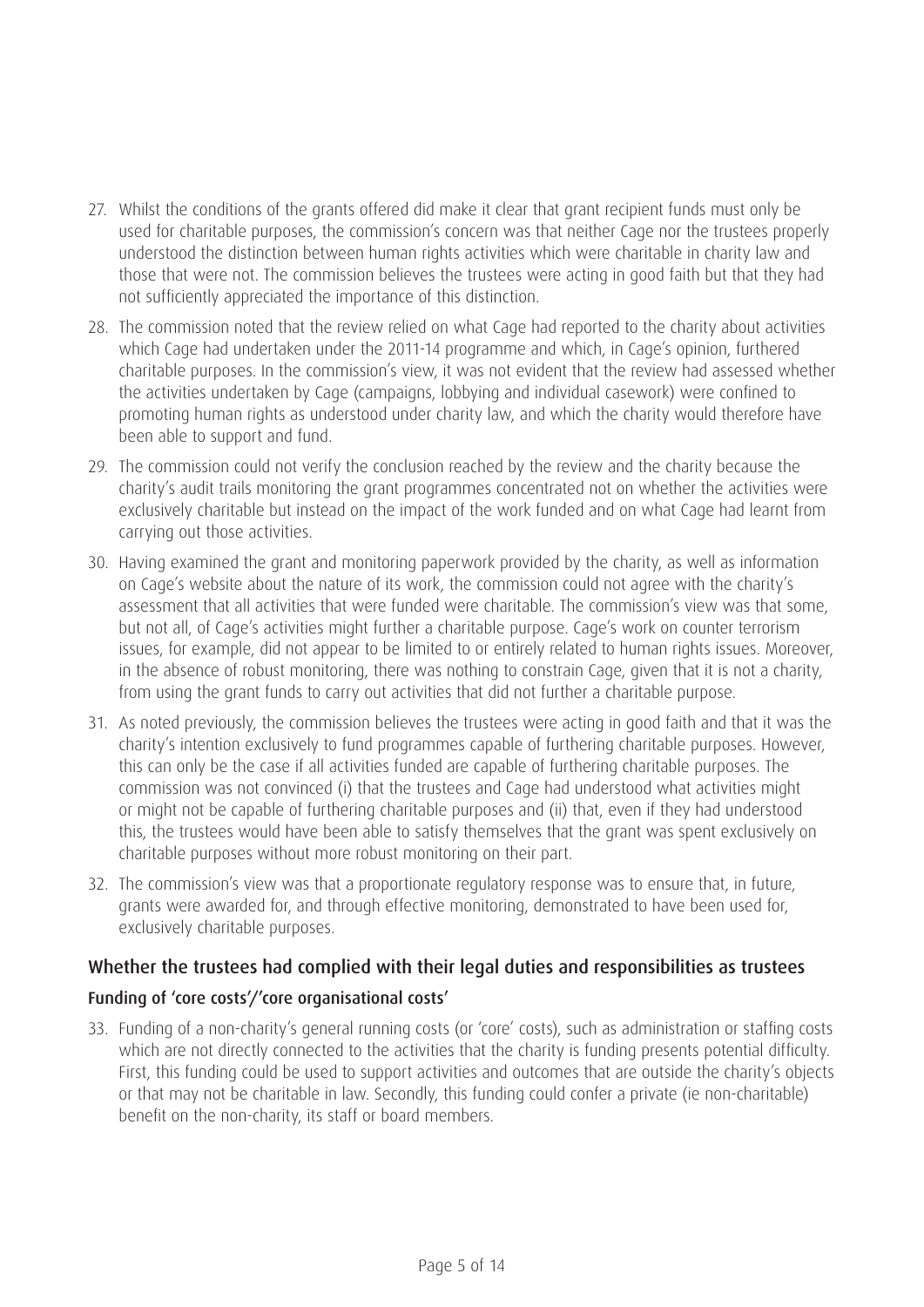27. Whilst the conditions of the grants offered did make it clear that grant recipient funds must only be used for charitable purposes, the commission's concern was that neither Cage nor the trustees properly understood the distinction between human rights activities which were charitable in charity law and those that were not. The commission believes the trustees were acting in good faith but that they had not sufficiently appreciated the importance of this distinction.

28. The commission noted that the review relied on what Cage had reported to the charity about activities which Cage had undertaken under the 2011-14 programme and which, in Cage's opinion, furthered charitable purposes. In the commission's view, it was not evident that the review had assessed whether the activities undertaken by Cage (campaigns, lobbying and individual casework) were confined to promoting human rights as understood under charity law, and which the charity would therefore have been able to support and fund.

29. The commission could not verify the conclusion reached by the review and the charity because the charity's audit trails monitoring the grant programmes concentrated not on whether the activities were exclusively charitable but instead on the impact of the work funded and on what Cage had learnt from carrying out those activities.

30. Having examined the grant and monitoring paperwork provided by the charity, as well as information on Cage's website about the nature of its work, the commission could not agree with the charity's assessment that all activities that were funded were charitable. The commission's view was that some, but not all, of Cage's activities might further a charitable purpose. Cage's work on counter terrorism issues, for example, did not appear to be limited to or entirely related to human rights issues. Moreover, in the absence of robust monitoring, there was nothing to constrain Cage, given that it is not a charity, from using the grant funds to carry out activities that did not further a charitable purpose.

31. As noted previously, the commission believes the trustees were acting in good faith and that it was the charity's intention exclusively to fund programmes capable of furthering charitable purposes. However, this can only be the case if all activities funded are capable of furthering charitable purposes. The commission was not convinced (i) that the trustees and Cage had understood what activities might or might not be capable of furthering charitable purposes and (ii) that, even if they had understood this, the trustees would have been able to satisfy themselves that the grant was spent exclusively on charitable purposes without more robust monitoring on their part.

32. The commission's view was that a proportionate regulatory response was to ensure that, in future, grants were awarded for, and through effective monitoring, demonstrated to have been used for, exclusively charitable purposes.

## Whether the trustees had complied with their legal duties and responsibilities as trustees

### Funding of 'core costs'/'core organisational costs'

33. Funding of a non-charity's general running costs (or 'core' costs), such as administration or staffing costs which are not directly connected to the activities that the charity is funding presents potential difficulty. First, this funding could be used to support activities and outcomes that are outside the charity's objects or that may not be charitable in law. Secondly, this funding could confer a private (ie non-charitable) benefit on the non-charity, its staff or board members.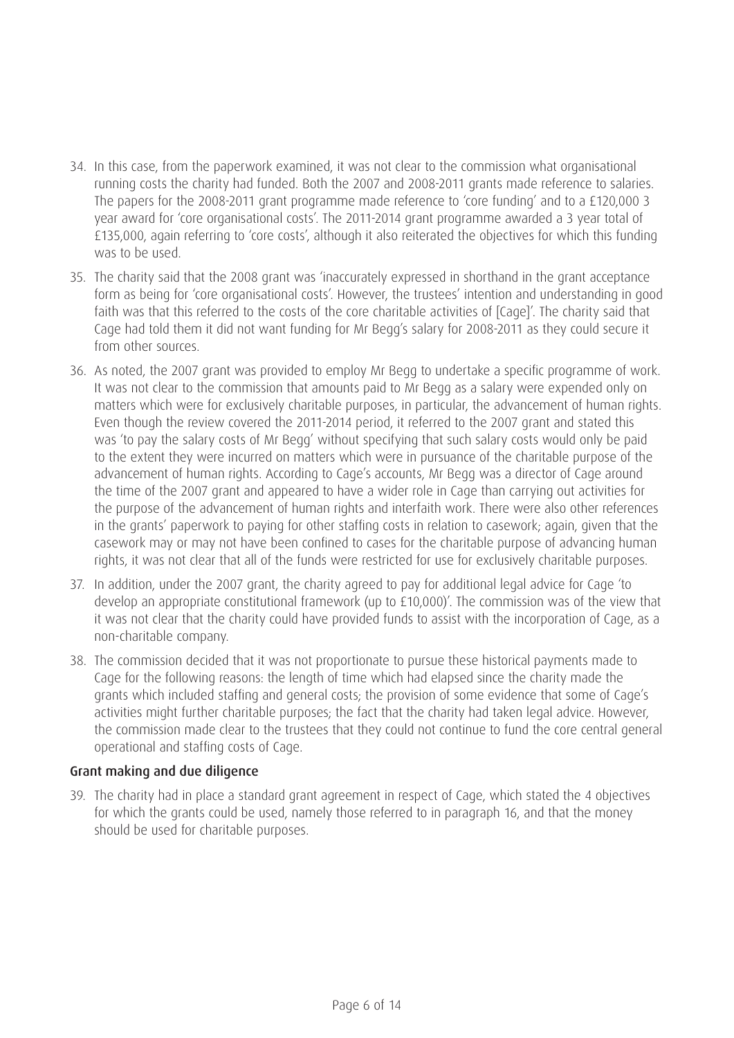34. In this case, from the paperwork examined, it was not clear to the commission what organisational running costs the charity had funded. Both the 2007 and 2008-2011 grants made reference to salaries. The papers for the 2008-2011 grant programme made reference to 'core funding' and to a £120,000 3 year award for 'core organisational costs'. The 2011-2014 grant programme awarded a 3 year total of £135,000, again referring to 'core costs', although it also reiterated the objectives for which this funding was to be used.

35. The charity said that the 2008 grant was 'inaccurately expressed in shorthand in the grant acceptance form as being for 'core organisational costs'. However, the trustees' intention and understanding in good faith was that this referred to the costs of the core charitable activities of [Cage]'. The charity said that Cage had told them it did not want funding for Mr Begg's salary for 2008-2011 as they could secure it from other sources.

36. As noted, the 2007 grant was provided to employ Mr Begg to undertake a specific programme of work. It was not clear to the commission that amounts paid to Mr Begg as a salary were expended only on matters which were for exclusively charitable purposes, in particular, the advancement of human rights. Even though the review covered the 2011-2014 period, it referred to the 2007 grant and stated this was 'to pay the salary costs of Mr Begg' without specifying that such salary costs would only be paid to the extent they were incurred on matters which were in pursuance of the charitable purpose of the advancement of human rights. According to Cage's accounts, Mr Begg was a director of Cage around the time of the 2007 grant and appeared to have a wider role in Cage than carrying out activities for the purpose of the advancement of human rights and interfaith work. There were also other references in the grants' paperwork to paying for other staffing costs in relation to casework; again, given that the casework may or may not have been confined to cases for the charitable purpose of advancing human rights, it was not clear that all of the funds were restricted for use for exclusively charitable purposes.

37. In addition, under the 2007 grant, the charity agreed to pay for additional legal advice for Cage 'to develop an appropriate constitutional framework (up to £10,000)'. The commission was of the view that it was not clear that the charity could have provided funds to assist with the incorporation of Cage, as a non-charitable company.

38. The commission decided that it was not proportionate to pursue these historical payments made to Cage for the following reasons: the length of time which had elapsed since the charity made the grants which included staffing and general costs; the provision of some evidence that some of Cage's activities might further charitable purposes; the fact that the charity had taken legal advice. However, the commission made clear to the trustees that they could not continue to fund the core central general operational and staffing costs of Cage.

### Grant making and due diligence

39. The charity had in place a standard grant agreement in respect of Cage, which stated the 4 objectives for which the grants could be used, namely those referred to in paragraph 16, and that the money should be used for charitable purposes.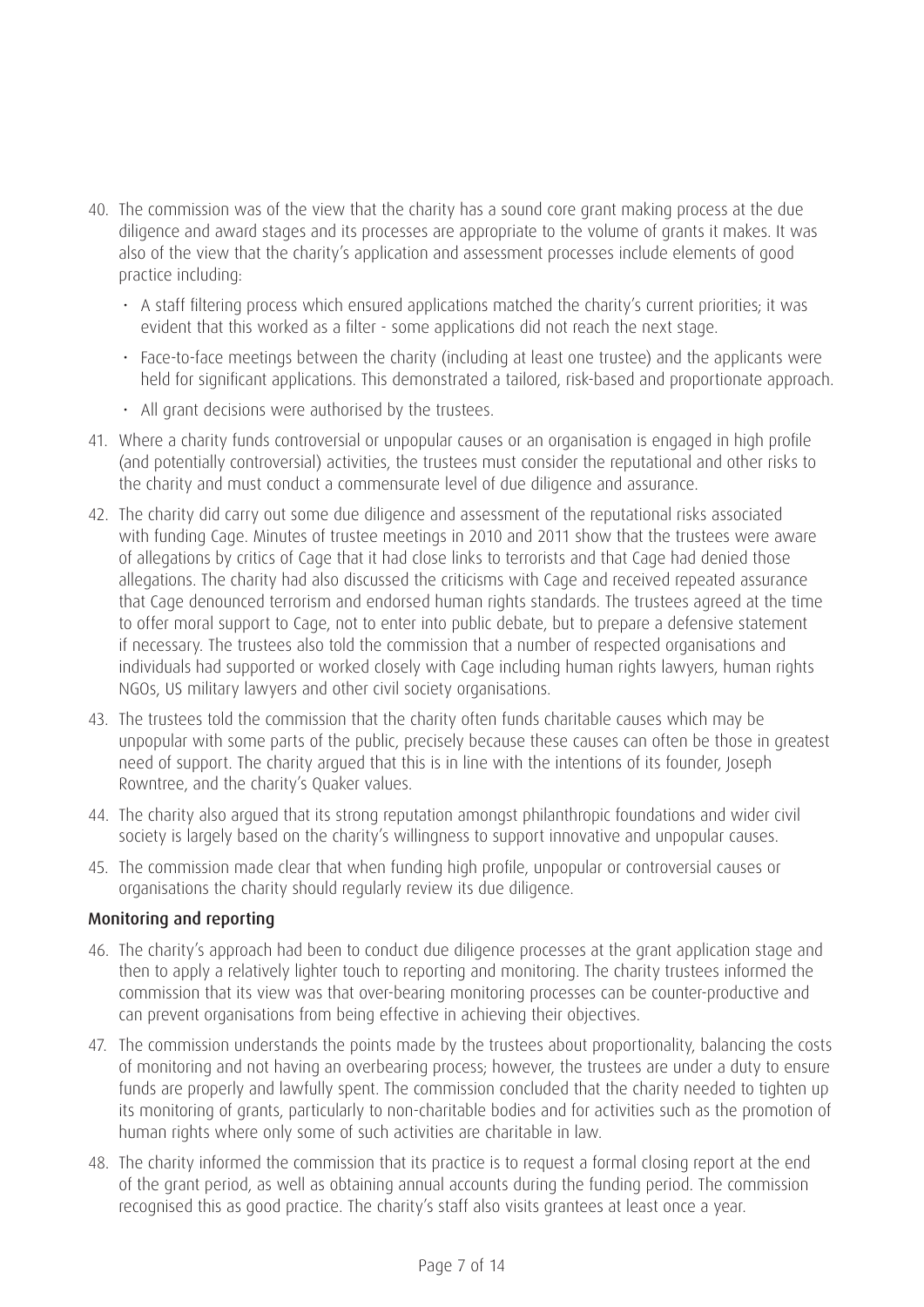40. The commission was of the view that the charity has a sound core grant making process at the due diligence and award stages and its processes are appropriate to the volume of grants it makes. It was also of the view that the charity's application and assessment processes include elements of good practice including:

    - A staff filtering process which ensured applications matched the charity's current priorities; it was evident that this worked as a filter - some applications did not reach the next stage.
    - Face-to-face meetings between the charity (including at least one trustee) and the applicants were held for significant applications. This demonstrated a tailored, risk-based and proportionate approach.
    - All grant decisions were authorised by the trustees.

41. Where a charity funds controversial or unpopular causes or an organisation is engaged in high profile (and potentially controversial) activities, the trustees must consider the reputational and other risks to the charity and must conduct a commensurate level of due diligence and assurance.

42. The charity did carry out some due diligence and assessment of the reputational risks associated with funding Cage. Minutes of trustee meetings in 2010 and 2011 show that the trustees were aware of allegations by critics of Cage that it had close links to terrorists and that Cage had denied those allegations. The charity had also discussed the criticisms with Cage and received repeated assurance that Cage denounced terrorism and endorsed human rights standards. The trustees agreed at the time to offer moral support to Cage, not to enter into public debate, but to prepare a defensive statement if necessary. The trustees also told the commission that a number of respected organisations and individuals had supported or worked closely with Cage including human rights lawyers, human rights NGOs, US military lawyers and other civil society organisations.

43. The trustees told the commission that the charity often funds charitable causes which may be unpopular with some parts of the public, precisely because these causes can often be those in greatest need of support. The charity argued that this is in line with the intentions of its founder, Joseph Rowntree, and the charity's Quaker values.

44. The charity also argued that its strong reputation amongst philanthropic foundations and wider civil society is largely based on the charity's willingness to support innovative and unpopular causes.

45. The commission made clear that when funding high profile, unpopular or controversial causes or organisations the charity should regularly review its due diligence.

### Monitoring and reporting

46. The charity's approach had been to conduct due diligence processes at the grant application stage and then to apply a relatively lighter touch to reporting and monitoring. The charity trustees informed the commission that its view was that over-bearing monitoring processes can be counter-productive and can prevent organisations from being effective in achieving their objectives.

47. The commission understands the points made by the trustees about proportionality, balancing the costs of monitoring and not having an overbearing process; however, the trustees are under a duty to ensure funds are properly and lawfully spent. The commission concluded that the charity needed to tighten up its monitoring of grants, particularly to non-charitable bodies and for activities such as the promotion of human rights where only some of such activities are charitable in law.

48. The charity informed the commission that its practice is to request a formal closing report at the end of the grant period, as well as obtaining annual accounts during the funding period. The commission recognised this as good practice. The charity's staff also visits grantees at least once a year.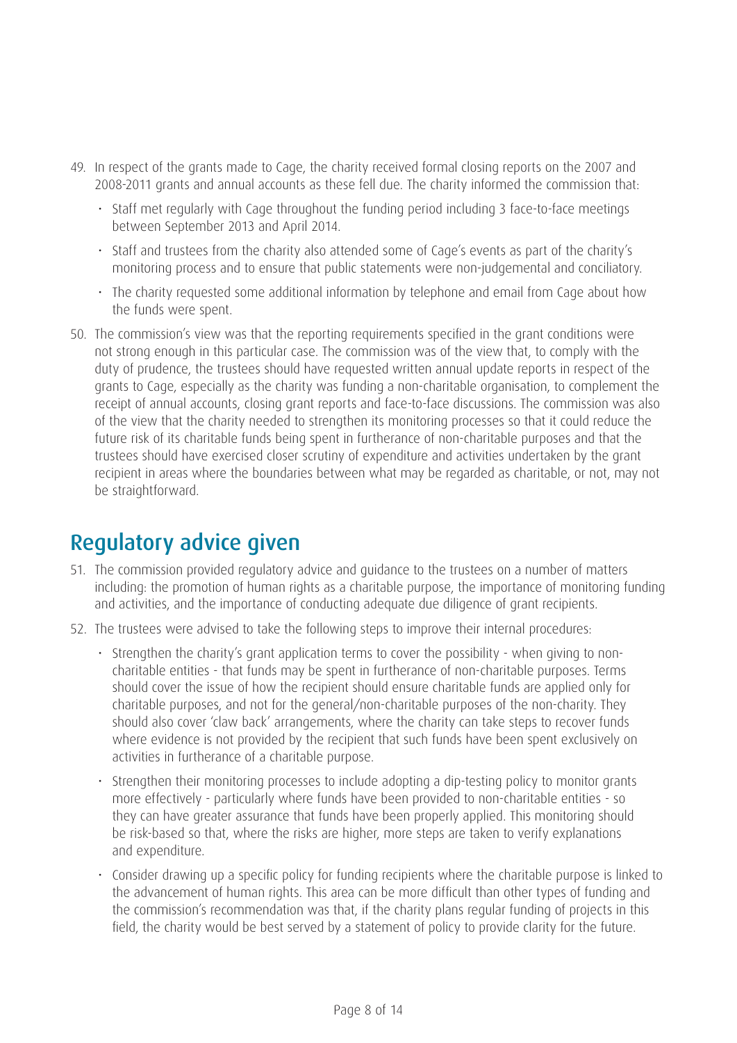49. In respect of the grants made to Cage, the charity received formal closing reports on the 2007 and 2008-2011 grants and annual accounts as these fell due. The charity informed the commission that:

    - Staff met regularly with Cage throughout the funding period including 3 face-to-face meetings between September 2013 and April 2014.
    - Staff and trustees from the charity also attended some of Cage's events as part of the charity's monitoring process and to ensure that public statements were non-judgemental and conciliatory.
    - The charity requested some additional information by telephone and email from Cage about how the funds were spent.

50. The commission's view was that the reporting requirements specified in the grant conditions were not strong enough in this particular case. The commission was of the view that, to comply with the duty of prudence, the trustees should have requested written annual update reports in respect of the grants to Cage, especially as the charity was funding a non-charitable organisation, to complement the receipt of annual accounts, closing grant reports and face-to-face discussions. The commission was also of the view that the charity needed to strengthen its monitoring processes so that it could reduce the future risk of its charitable funds being spent in furtherance of non-charitable purposes and that the trustees should have exercised closer scrutiny of expenditure and activities undertaken by the grant recipient in areas where the boundaries between what may be regarded as charitable, or not, may not be straightforward.

## Regulatory advice given

51. The commission provided regulatory advice and guidance to the trustees on a number of matters including: the promotion of human rights as a charitable purpose, the importance of monitoring funding and activities, and the importance of conducting adequate due diligence of grant recipients.

52. The trustees were advised to take the following steps to improve their internal procedures:

    - Strengthen the charity's grant application terms to cover the possibility - when giving to non-charitable entities - that funds may be spent in furtherance of non-charitable purposes. Terms should cover the issue of how the recipient should ensure charitable funds are applied only for charitable purposes, and not for the general/non-charitable purposes of the non-charity. They should also cover 'claw back' arrangements, where the charity can take steps to recover funds where evidence is not provided by the recipient that such funds have been spent exclusively on activities in furtherance of a charitable purpose.
    - Strengthen their monitoring processes to include adopting a dip-testing policy to monitor grants more effectively - particularly where funds have been provided to non-charitable entities - so they can have greater assurance that funds have been properly applied. This monitoring should be risk-based so that, where the risks are higher, more steps are taken to verify explanations and expenditure.
    - Consider drawing up a specific policy for funding recipients where the charitable purpose is linked to the advancement of human rights. This area can be more difficult than other types of funding and the commission's recommendation was that, if the charity plans regular funding of projects in this field, the charity would be best served by a statement of policy to provide clarity for the future.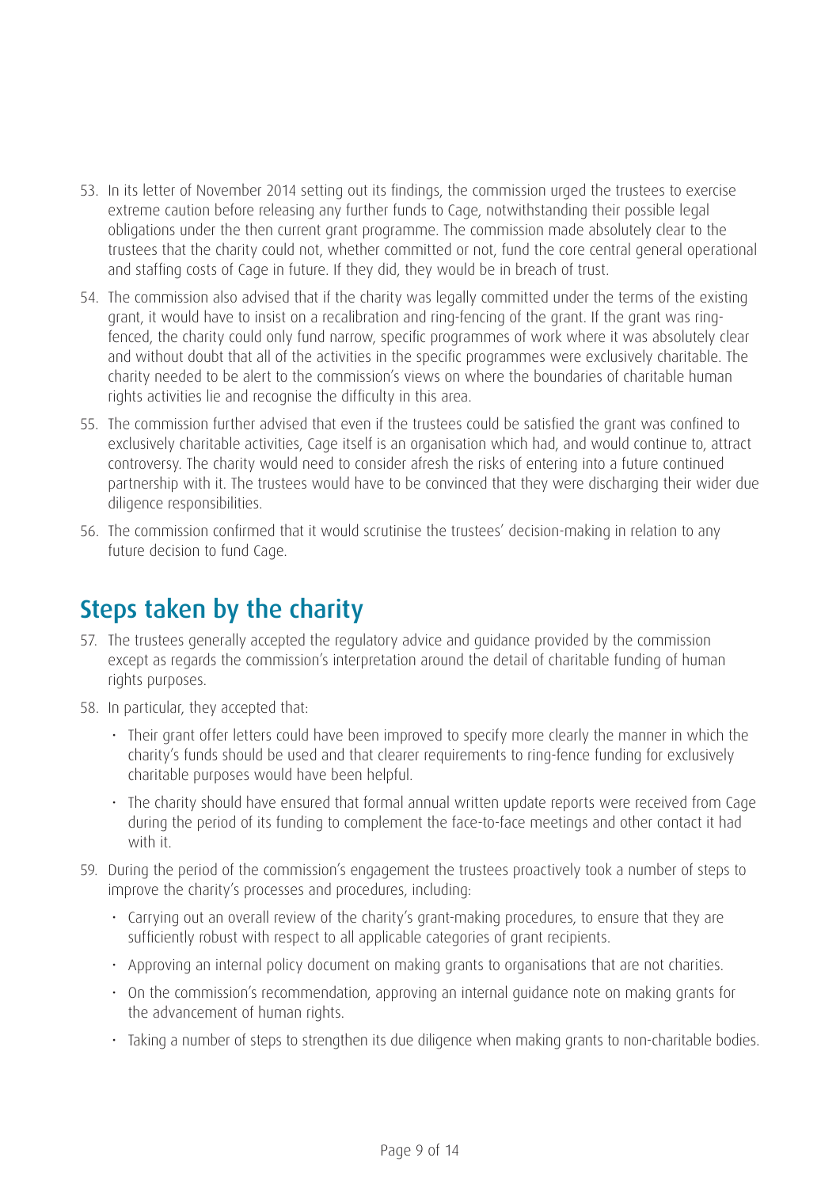53. In its letter of November 2014 setting out its findings, the commission urged the trustees to exercise extreme caution before releasing any further funds to Cage, notwithstanding their possible legal obligations under the then current grant programme. The commission made absolutely clear to the trustees that the charity could not, whether committed or not, fund the core central general operational and staffing costs of Cage in future. If they did, they would be in breach of trust.

54. The commission also advised that if the charity was legally committed under the terms of the existing grant, it would have to insist on a recalibration and ring-fencing of the grant. If the grant was ring-fenced, the charity could only fund narrow, specific programmes of work where it was absolutely clear and without doubt that all of the activities in the specific programmes were exclusively charitable. The charity needed to be alert to the commission's views on where the boundaries of charitable human rights activities lie and recognise the difficulty in this area.

55. The commission further advised that even if the trustees could be satisfied the grant was confined to exclusively charitable activities, Cage itself is an organisation which had, and would continue to, attract controversy. The charity would need to consider afresh the risks of entering into a future continued partnership with it. The trustees would have to be convinced that they were discharging their wider due diligence responsibilities.

56. The commission confirmed that it would scrutinise the trustees' decision-making in relation to any future decision to fund Cage.

## Steps taken by the charity

57. The trustees generally accepted the regulatory advice and guidance provided by the commission except as regards the commission's interpretation around the detail of charitable funding of human rights purposes.

58. In particular, they accepted that:

   - Their grant offer letters could have been improved to specify more clearly the manner in which the charity's funds should be used and that clearer requirements to ring-fence funding for exclusively charitable purposes would have been helpful.
   - The charity should have ensured that formal annual written update reports were received from Cage during the period of its funding to complement the face-to-face meetings and other contact it had with it.

59. During the period of the commission's engagement the trustees proactively took a number of steps to improve the charity's processes and procedures, including:

   - Carrying out an overall review of the charity's grant-making procedures, to ensure that they are sufficiently robust with respect to all applicable categories of grant recipients.
   - Approving an internal policy document on making grants to organisations that are not charities.
   - On the commission's recommendation, approving an internal guidance note on making grants for the advancement of human rights.
   - Taking a number of steps to strengthen its due diligence when making grants to non-charitable bodies.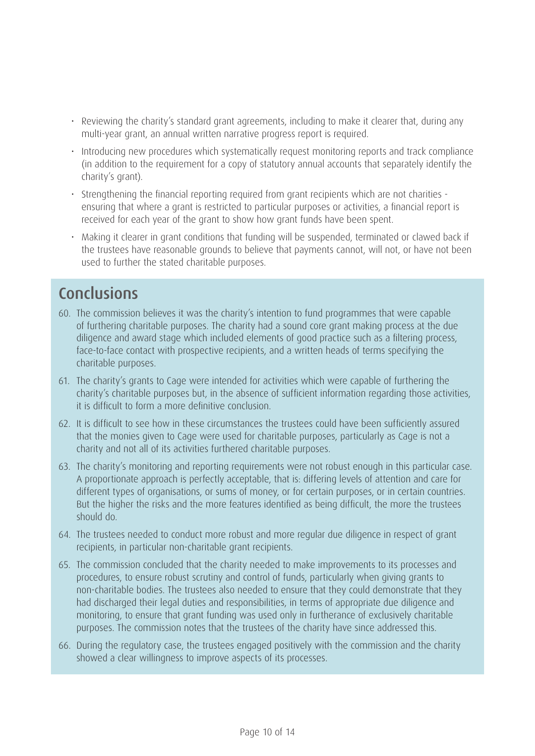- Reviewing the charity's standard grant agreements, including to make it clearer that, during any multi-year grant, an annual written narrative progress report is required.
- Introducing new procedures which systematically request monitoring reports and track compliance (in addition to the requirement for a copy of statutory annual accounts that separately identify the charity's grant).
- Strengthening the financial reporting required from grant recipients which are not charities - ensuring that where a grant is restricted to particular purposes or activities, a financial report is received for each year of the grant to show how grant funds have been spent.
- Making it clearer in grant conditions that funding will be suspended, terminated or clawed back if the trustees have reasonable grounds to believe that payments cannot, will not, or have not been used to further the stated charitable purposes.

## Conclusions

60. The commission believes it was the charity's intention to fund programmes that were capable of furthering charitable purposes. The charity had a sound core grant making process at the due diligence and award stage which included elements of good practice such as a filtering process, face-to-face contact with prospective recipients, and a written heads of terms specifying the charitable purposes.

61. The charity's grants to Cage were intended for activities which were capable of furthering the charity's charitable purposes but, in the absence of sufficient information regarding those activities, it is difficult to form a more definitive conclusion.

62. It is difficult to see how in these circumstances the trustees could have been sufficiently assured that the monies given to Cage were used for charitable purposes, particularly as Cage is not a charity and not all of its activities furthered charitable purposes.

63. The charity's monitoring and reporting requirements were not robust enough in this particular case. A proportionate approach is perfectly acceptable, that is: differing levels of attention and care for different types of organisations, or sums of money, or for certain purposes, or in certain countries. But the higher the risks and the more features identified as being difficult, the more the trustees should do.

64. The trustees needed to conduct more robust and more regular due diligence in respect of grant recipients, in particular non-charitable grant recipients.

65. The commission concluded that the charity needed to make improvements to its processes and procedures, to ensure robust scrutiny and control of funds, particularly when giving grants to non-charitable bodies. The trustees also needed to ensure that they could demonstrate that they had discharged their legal duties and responsibilities, in terms of appropriate due diligence and monitoring, to ensure that grant funding was used only in furtherance of exclusively charitable purposes. The commission notes that the trustees of the charity have since addressed this.

66. During the regulatory case, the trustees engaged positively with the commission and the charity showed a clear willingness to improve aspects of its processes.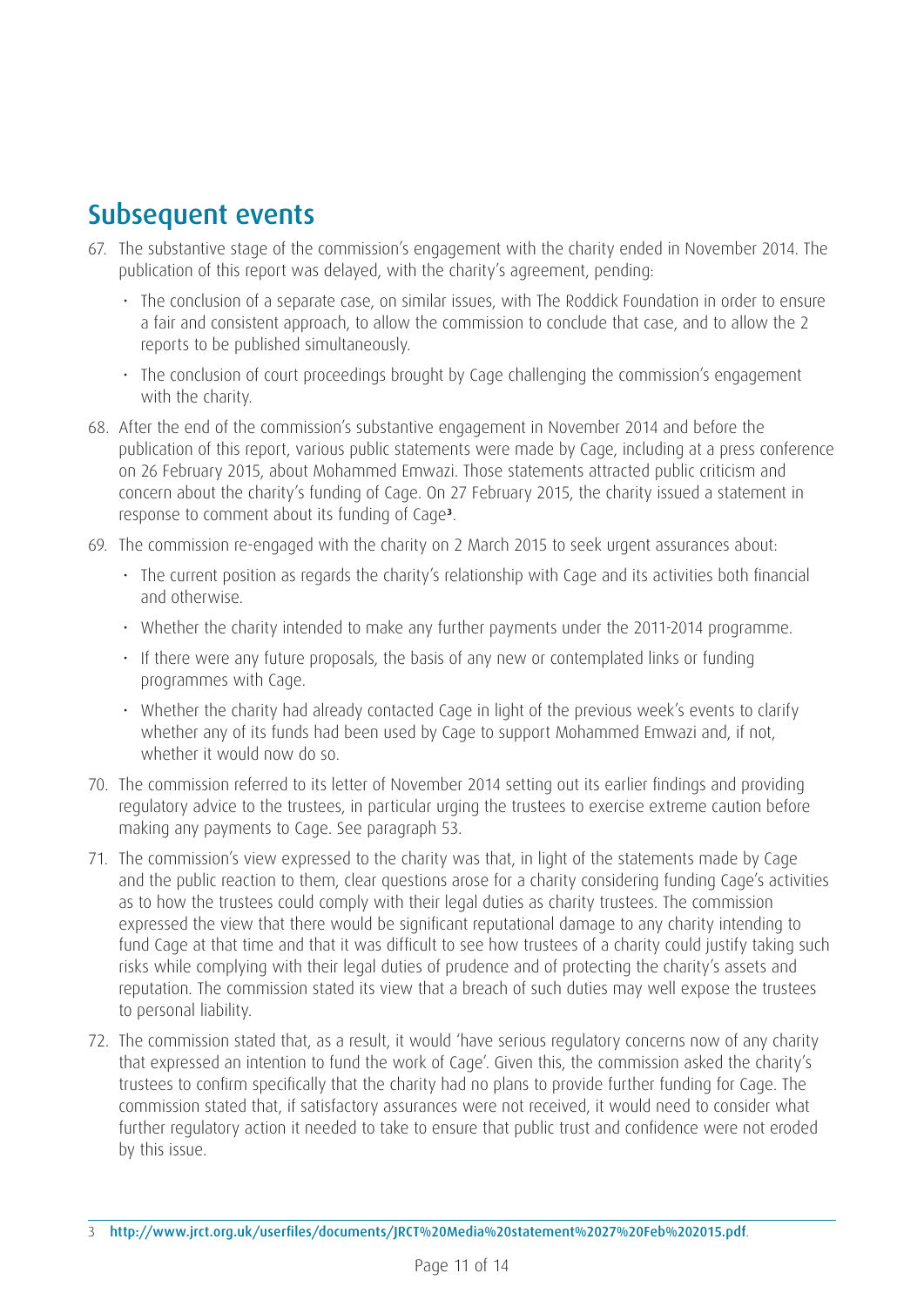## Subsequent events

67. The substantive stage of the commission's engagement with the charity ended in November 2014. The publication of this report was delayed, with the charity's agreement, pending:
    - The conclusion of a separate case, on similar issues, with The Roddick Foundation in order to ensure a fair and consistent approach, to allow the commission to conclude that case, and to allow the 2 reports to be published simultaneously.
    - The conclusion of court proceedings brought by Cage challenging the commission's engagement with the charity.
68. After the end of the commission's substantive engagement in November 2014 and before the publication of this report, various public statements were made by Cage, including at a press conference on 26 February 2015, about Mohammed Emwazi. Those statements attracted public criticism and concern about the charity's funding of Cage. On 27 February 2015, the charity issued a statement in response to comment about its funding of Cage[3].
69. The commission re-engaged with the charity on 2 March 2015 to seek urgent assurances about:
    - The current position as regards the charity's relationship with Cage and its activities both financial and otherwise.
    - Whether the charity intended to make any further payments under the 2011-2014 programme.
    - If there were any future proposals, the basis of any new or contemplated links or funding programmes with Cage.
    - Whether the charity had already contacted Cage in light of the previous week's events to clarify whether any of its funds had been used by Cage to support Mohammed Emwazi and, if not, whether it would now do so.
70. The commission referred to its letter of November 2014 setting out its earlier findings and providing regulatory advice to the trustees, in particular urging the trustees to exercise extreme caution before making any payments to Cage. See paragraph 53.
71. The commission's view expressed to the charity was that, in light of the statements made by Cage and the public reaction to them, clear questions arose for a charity considering funding Cage's activities as to how the trustees could comply with their legal duties as charity trustees. The commission expressed the view that there would be significant reputational damage to any charity intending to fund Cage at that time and that it was difficult to see how trustees of a charity could justify taking such risks while complying with their legal duties of prudence and of protecting the charity's assets and reputation. The commission stated its view that a breach of such duties may well expose the trustees to personal liability.
72. The commission stated that, as a result, it would 'have serious regulatory concerns now of any charity that expressed an intention to fund the work of Cage'. Given this, the commission asked the charity's trustees to confirm specifically that the charity had no plans to provide further funding for Cage. The commission stated that, if satisfactory assurances were not received, it would need to consider what further regulatory action it needed to take to ensure that public trust and confidence were not eroded by this issue.

---

3 http://www.jrct.org.uk/userfiles/documents/JRCT%20Media%20statement%2027%20Feb%202015.pdf.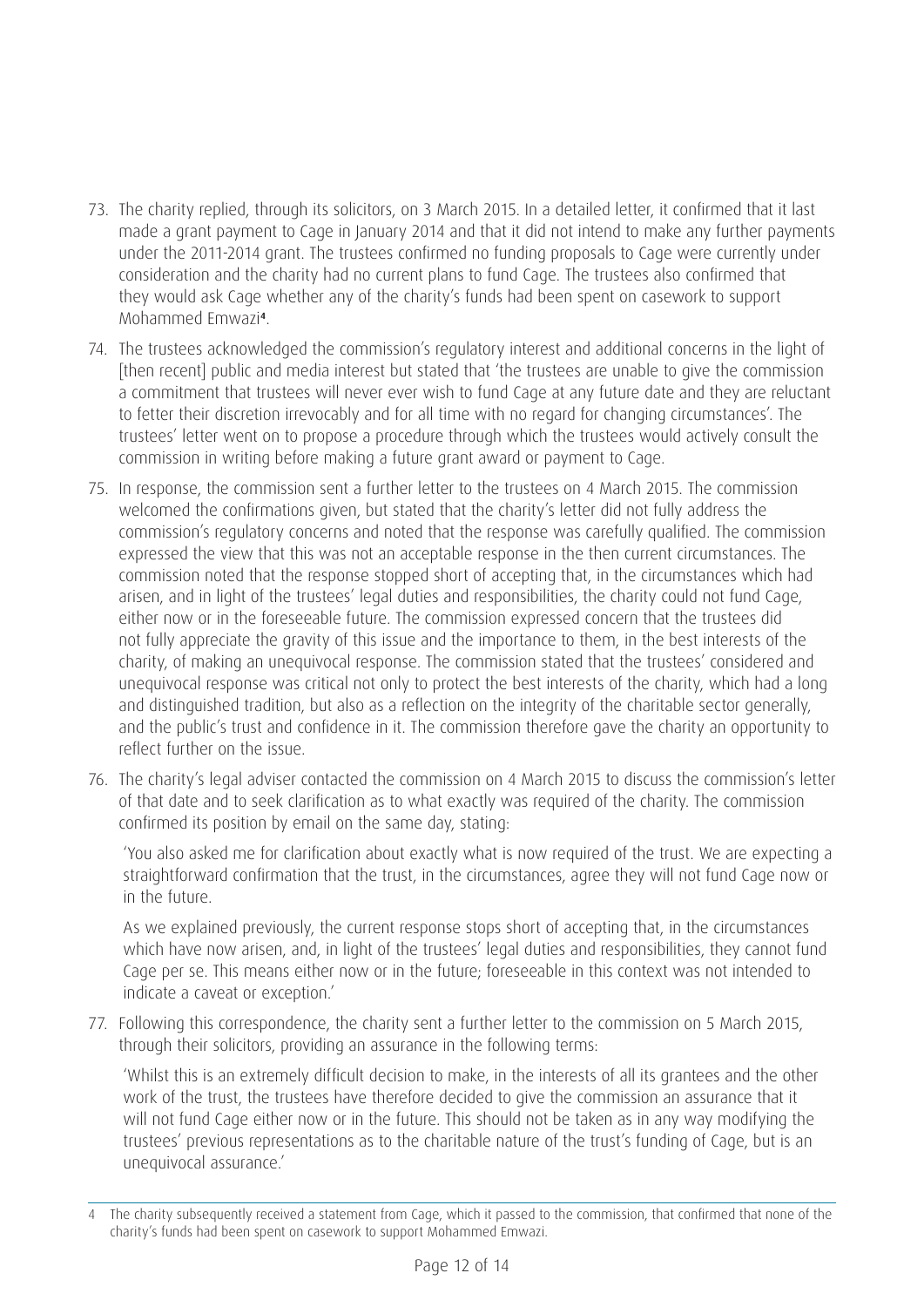73. The charity replied, through its solicitors, on 3 March 2015. In a detailed letter, it confirmed that it last made a grant payment to Cage in January 2014 and that it did not intend to make any further payments under the 2011-2014 grant. The trustees confirmed no funding proposals to Cage were currently under consideration and the charity had no current plans to fund Cage. The trustees also confirmed that they would ask Cage whether any of the charity's funds had been spent on casework to support Mohammed Emwazi[4].

74. The trustees acknowledged the commission's regulatory interest and additional concerns in the light of [then recent] public and media interest but stated that 'the trustees are unable to give the commission a commitment that trustees will never ever wish to fund Cage at any future date and they are reluctant to fetter their discretion irrevocably and for all time with no regard for changing circumstances'. The trustees' letter went on to propose a procedure through which the trustees would actively consult the commission in writing before making a future grant award or payment to Cage.

75. In response, the commission sent a further letter to the trustees on 4 March 2015. The commission welcomed the confirmations given, but stated that the charity's letter did not fully address the commission's regulatory concerns and noted that the response was carefully qualified. The commission expressed the view that this was not an acceptable response in the then current circumstances. The commission noted that the response stopped short of accepting that, in the circumstances which had arisen, and in light of the trustees' legal duties and responsibilities, the charity could not fund Cage, either now or in the foreseeable future. The commission expressed concern that the trustees did not fully appreciate the gravity of this issue and the importance to them, in the best interests of the charity, of making an unequivocal response. The commission stated that the trustees' considered and unequivocal response was critical not only to protect the best interests of the charity, which had a long and distinguished tradition, but also as a reflection on the integrity of the charitable sector generally, and the public's trust and confidence in it. The commission therefore gave the charity an opportunity to reflect further on the issue.

76. The charity's legal adviser contacted the commission on 4 March 2015 to discuss the commission's letter of that date and to seek clarification as to what exactly was required of the charity. The commission confirmed its position by email on the same day, stating:

    'You also asked me for clarification about exactly what is now required of the trust. We are expecting a straightforward confirmation that the trust, in the circumstances, agree they will not fund Cage now or in the future.

    As we explained previously, the current response stops short of accepting that, in the circumstances which have now arisen, and, in light of the trustees' legal duties and responsibilities, they cannot fund Cage per se. This means either now or in the future; foreseeable in this context was not intended to indicate a caveat or exception.'

77. Following this correspondence, the charity sent a further letter to the commission on 5 March 2015, through their solicitors, providing an assurance in the following terms:

    'Whilst this is an extremely difficult decision to make, in the interests of all its grantees and the other work of the trust, the trustees have therefore decided to give the commission an assurance that it will not fund Cage either now or in the future. This should not be taken as in any way modifying the trustees' previous representations as to the charitable nature of the trust's funding of Cage, but is an unequivocal assurance.'

---

4 The charity subsequently received a statement from Cage, which it passed to the commission, that confirmed that none of the charity's funds had been spent on casework to support Mohammed Emwazi.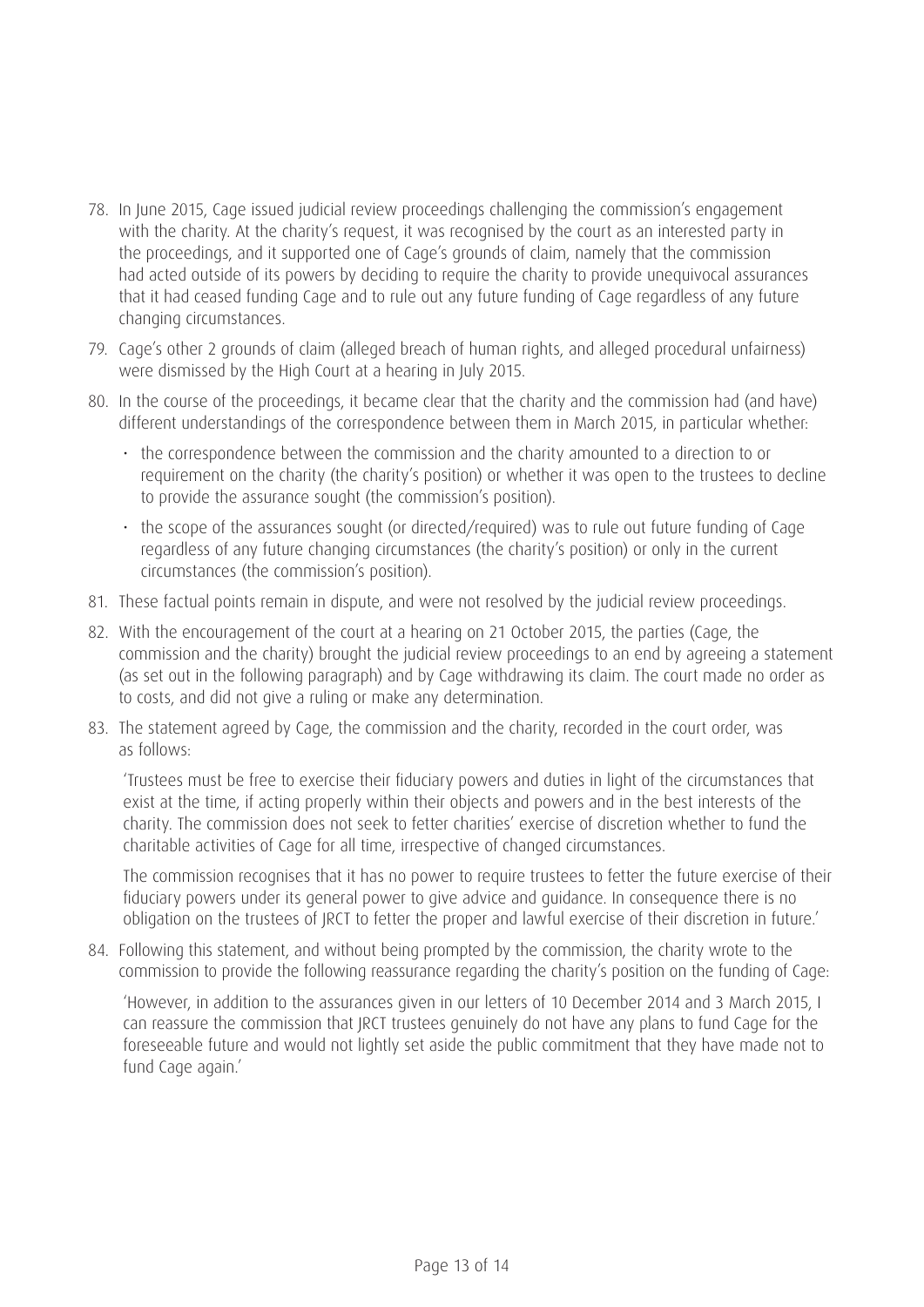78. In June 2015, Cage issued judicial review proceedings challenging the commission's engagement with the charity. At the charity's request, it was recognised by the court as an interested party in the proceedings, and it supported one of Cage's grounds of claim, namely that the commission had acted outside of its powers by deciding to require the charity to provide unequivocal assurances that it had ceased funding Cage and to rule out any future funding of Cage regardless of any future changing circumstances.

79. Cage's other 2 grounds of claim (alleged breach of human rights, and alleged procedural unfairness) were dismissed by the High Court at a hearing in July 2015.

80. In the course of the proceedings, it became clear that the charity and the commission had (and have) different understandings of the correspondence between them in March 2015, in particular whether:

    - the correspondence between the commission and the charity amounted to a direction to or requirement on the charity (the charity's position) or whether it was open to the trustees to decline to provide the assurance sought (the commission's position).
    - the scope of the assurances sought (or directed/required) was to rule out future funding of Cage regardless of any future changing circumstances (the charity's position) or only in the current circumstances (the commission's position).

81. These factual points remain in dispute, and were not resolved by the judicial review proceedings.

82. With the encouragement of the court at a hearing on 21 October 2015, the parties (Cage, the commission and the charity) brought the judicial review proceedings to an end by agreeing a statement (as set out in the following paragraph) and by Cage withdrawing its claim. The court made no order as to costs, and did not give a ruling or make any determination.

83. The statement agreed by Cage, the commission and the charity, recorded in the court order, was as follows:

    'Trustees must be free to exercise their fiduciary powers and duties in light of the circumstances that exist at the time, if acting properly within their objects and powers and in the best interests of the charity. The commission does not seek to fetter charities' exercise of discretion whether to fund the charitable activities of Cage for all time, irrespective of changed circumstances.

    The commission recognises that it has no power to require trustees to fetter the future exercise of their fiduciary powers under its general power to give advice and guidance. In consequence there is no obligation on the trustees of JRCT to fetter the proper and lawful exercise of their discretion in future.'

84. Following this statement, and without being prompted by the commission, the charity wrote to the commission to provide the following reassurance regarding the charity's position on the funding of Cage:

    'However, in addition to the assurances given in our letters of 10 December 2014 and 3 March 2015, I can reassure the commission that JRCT trustees genuinely do not have any plans to fund Cage for the foreseeable future and would not lightly set aside the public commitment that they have made not to fund Cage again.'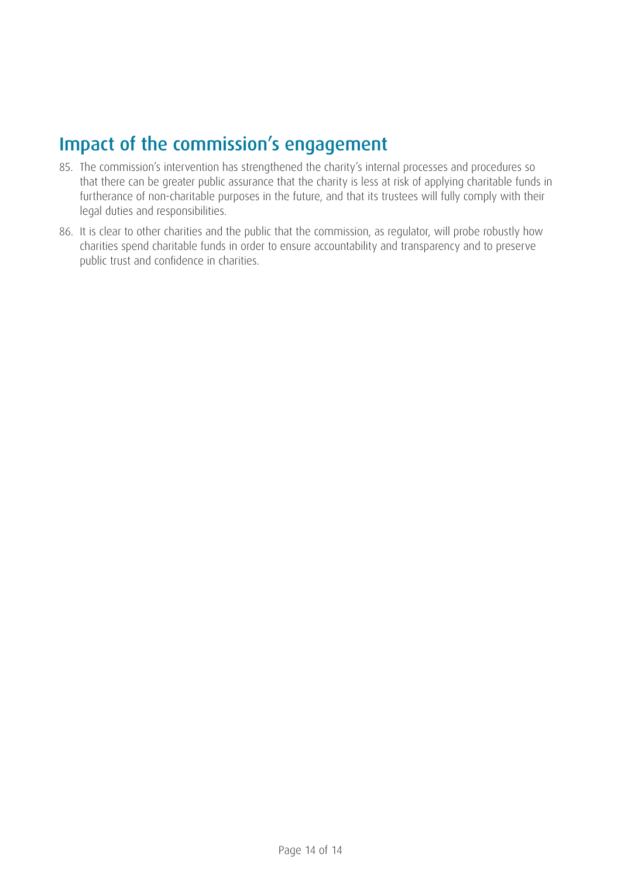## Impact of the commission's engagement

85. The commission's intervention has strengthened the charity's internal processes and procedures so that there can be greater public assurance that the charity is less at risk of applying charitable funds in furtherance of non-charitable purposes in the future, and that its trustees will fully comply with their legal duties and responsibilities.

86. It is clear to other charities and the public that the commission, as regulator, will probe robustly how charities spend charitable funds in order to ensure accountability and transparency and to preserve public trust and confidence in charities.